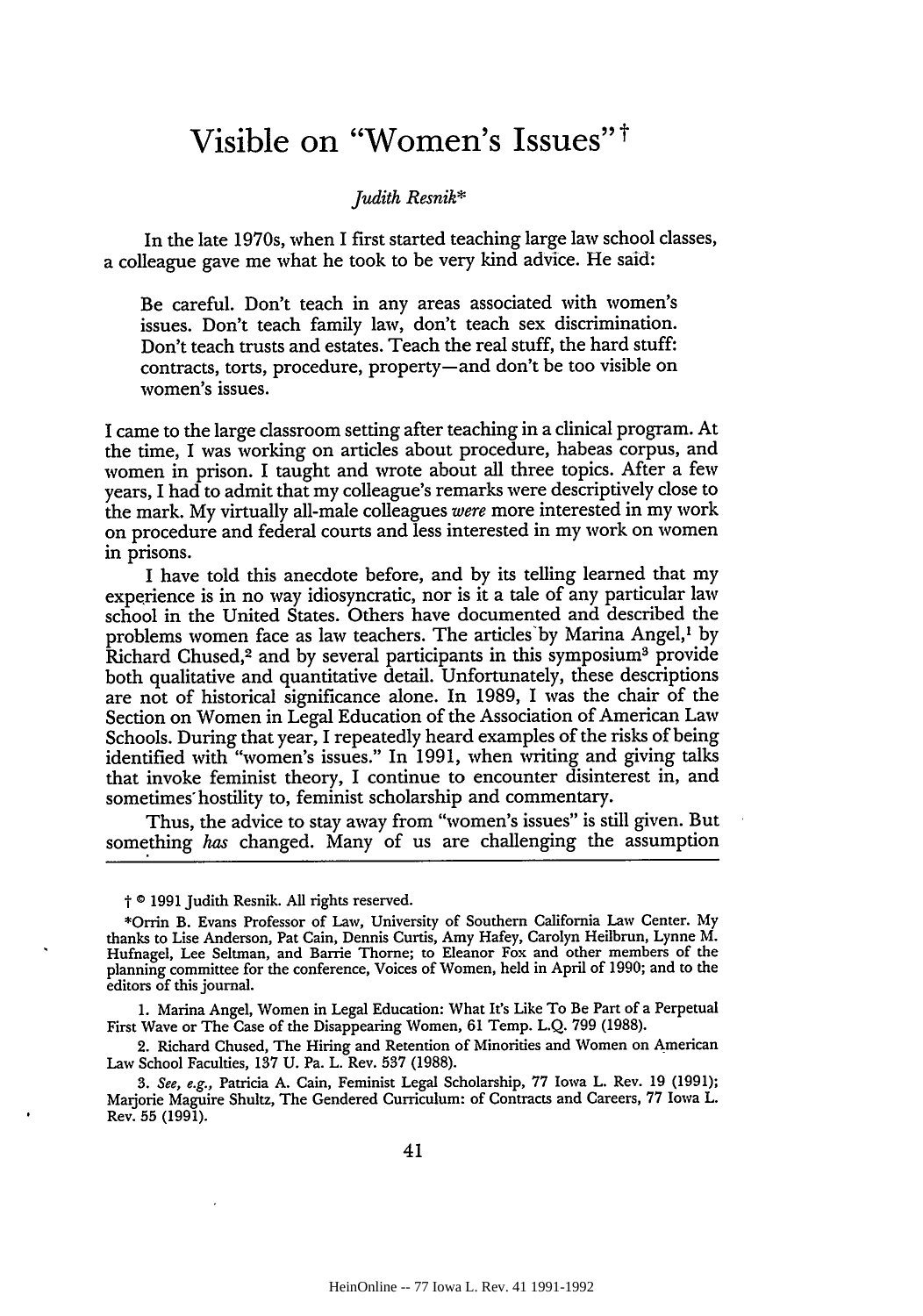# Visible on "Women's Issues"†

*Judith Resnik**

In the late 1970s, when I first started teaching large law school classes, a colleague gave me what he took to be very kind advice. He said:

> Be careful. Don't teach in any areas associated with women's issues. Don't teach family law, don't teach sex discrimination. Don't teach trusts and estates. Teach the real stuff, the hard stuff: contracts, torts, procedure, property—and don't be too visible on women's issues.

I came to the large classroom setting after teaching in a clinical program. At the time, I was working on articles about procedure, habeas corpus, and women in prison. I taught and wrote about all three topics. After a few years, I had to admit that my colleague's remarks were descriptively close to the mark. My virtually all-male colleagues *were* more interested in my work on procedure and federal courts and less interested in my work on women in prisons.

I have told this anecdote before, and by its telling learned that my experience is in no way idiosyncratic, nor is it a tale of any particular law school in the United States. Others have documented and described the problems women face as law teachers. The articles by Marina Angel,[1] by Richard Chused,[2] and by several participants in this symposium[3] provide both qualitative and quantitative detail. Unfortunately, these descriptions are not of historical significance alone. In 1989, I was the chair of the Section on Women in Legal Education of the Association of American Law Schools. During that year, I repeatedly heard examples of the risks of being identified with "women's issues." In 1991, when writing and giving talks that invoke feminist theory, I continue to encounter disinterest in, and sometimes hostility to, feminist scholarship and commentary.

Thus, the advice to stay away from "women's issues" is still given. But something *has* changed. Many of us are challenging the assumption

---

† © 1991 Judith Resnik. All rights reserved.

*Orrin B. Evans Professor of Law, University of Southern California Law Center. My thanks to Lise Anderson, Pat Cain, Dennis Curtis, Amy Hafey, Carolyn Heilbrun, Lynne M. Hufnagel, Lee Seltman, and Barrie Thorne; to Eleanor Fox and other members of the planning committee for the conference, Voices of Women, held in April of 1990; and to the editors of this journal.

1. Marina Angel, Women in Legal Education: What It's Like To Be Part of a Perpetual First Wave or The Case of the Disappearing Women, 61 Temp. L.Q. 799 (1988).

2. Richard Chused, The Hiring and Retention of Minorities and Women on American Law School Faculties, 137 U. Pa. L. Rev. 537 (1988).

3. *See, e.g.*, Patricia A. Cain, Feminist Legal Scholarship, 77 Iowa L. Rev. 19 (1991); Marjorie Maguire Shultz, The Gendered Curriculum: of Contracts and Careers, 77 Iowa L. Rev. 55 (1991).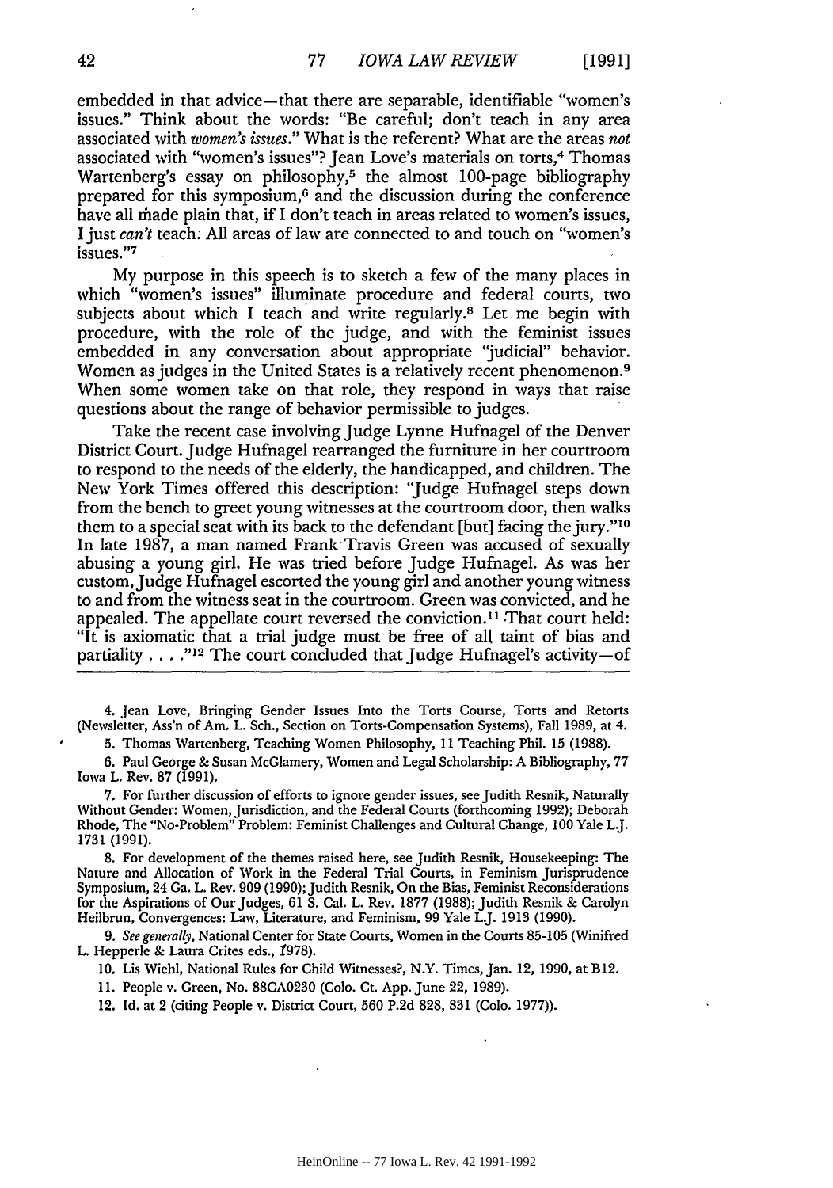embedded in that advice—that there are separable, identifiable "women's issues." Think about the words: "Be careful; don't teach in any area associated with *women's issues*." What is the referent? What are the areas *not* associated with "women's issues"? Jean Love's materials on torts,[4] Thomas Wartenberg's essay on philosophy,[5] the almost 100-page bibliography prepared for this symposium,[6] and the discussion during the conference have all made plain that, if I don't teach in areas related to women's issues, I just *can't* teach. All areas of law are connected to and touch on "women's issues."[7]

My purpose in this speech is to sketch a few of the many places in which "women's issues" illuminate procedure and federal courts, two subjects about which I teach and write regularly.[8] Let me begin with procedure, with the role of the judge, and with the feminist issues embedded in any conversation about appropriate "judicial" behavior. Women as judges in the United States is a relatively recent phenomenon.[9] When some women take on that role, they respond in ways that raise questions about the range of behavior permissible to judges.

Take the recent case involving Judge Lynne Hufnagel of the Denver District Court. Judge Hufnagel rearranged the furniture in her courtroom to respond to the needs of the elderly, the handicapped, and children. The New York Times offered this description: "Judge Hufnagel steps down from the bench to greet young witnesses at the courtroom door, then walks them to a special seat with its back to the defendant [but] facing the jury."[10] In late 1987, a man named Frank Travis Green was accused of sexually abusing a young girl. He was tried before Judge Hufnagel. As was her custom, Judge Hufnagel escorted the young girl and another young witness to and from the witness seat in the courtroom. Green was convicted, and he appealed. The appellate court reversed the conviction.[11] That court held: "It is axiomatic that a trial judge must be free of all taint of bias and partiality . . . ."[12] The court concluded that Judge Hufnagel's activity—of

---

4. Jean Love, Bringing Gender Issues Into the Torts Course, Torts and Retorts (Newsletter, Ass'n of Am. L. Sch., Section on Torts-Compensation Systems), Fall 1989, at 4.

5. Thomas Wartenberg, Teaching Women Philosophy, 11 Teaching Phil. 15 (1988).

6. Paul George & Susan McGlamery, Women and Legal Scholarship: A Bibliography, 77 Iowa L. Rev. 87 (1991).

7. For further discussion of efforts to ignore gender issues, see Judith Resnik, Naturally Without Gender: Women, Jurisdiction, and the Federal Courts (forthcoming 1992); Deborah Rhode, The "No-Problem" Problem: Feminist Challenges and Cultural Change, 100 Yale L.J. 1731 (1991).

8. For development of the themes raised here, see Judith Resnik, Housekeeping: The Nature and Allocation of Work in the Federal Trial Courts, in Feminism Jurisprudence Symposium, 24 Ga. L. Rev. 909 (1990); Judith Resnik, On the Bias, Feminist Reconsiderations for the Aspirations of Our Judges, 61 S. Cal. L. Rev. 1877 (1988); Judith Resnik & Carolyn Heilbrun, Convergences: Law, Literature, and Feminism, 99 Yale L.J. 1913 (1990).

9. *See generally*, National Center for State Courts, Women in the Courts 85-105 (Winifred L. Hepperle & Laura Crites eds., 1978).

10. Lis Wiehl, National Rules for Child Witnesses?, N.Y. Times, Jan. 12, 1990, at B12.

11. People v. Green, No. 88CA0230 (Colo. Ct. App. June 22, 1989).

12. Id. at 2 (citing People v. District Court, 560 P.2d 828, 831 (Colo. 1977)).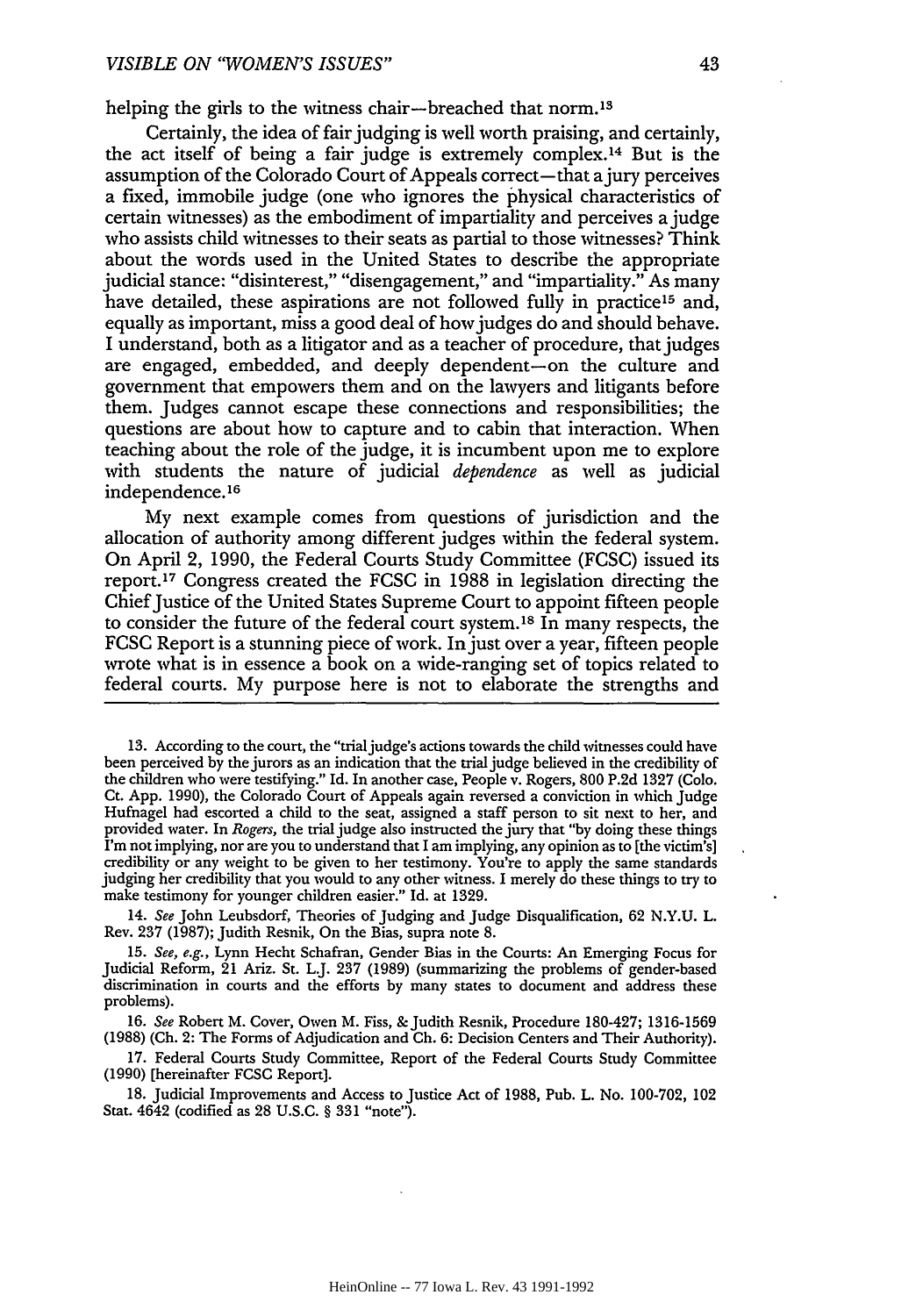helping the girls to the witness chair—breached that norm.[13]

Certainly, the idea of fair judging is well worth praising, and certainly, the act itself of being a fair judge is extremely complex.[14] But is the assumption of the Colorado Court of Appeals correct—that a jury perceives a fixed, immobile judge (one who ignores the physical characteristics of certain witnesses) as the embodiment of impartiality and perceives a judge who assists child witnesses to their seats as partial to those witnesses? Think about the words used in the United States to describe the appropriate judicial stance: "disinterest," "disengagement," and "impartiality." As many have detailed, these aspirations are not followed fully in practice[15] and, equally as important, miss a good deal of how judges do and should behave. I understand, both as a litigator and as a teacher of procedure, that judges are engaged, embedded, and deeply dependent—on the culture and government that empowers them and on the lawyers and litigants before them. Judges cannot escape these connections and responsibilities; the questions are about how to capture and to cabin that interaction. When teaching about the role of the judge, it is incumbent upon me to explore with students the nature of judicial *dependence* as well as judicial independence.[16]

My next example comes from questions of jurisdiction and the allocation of authority among different judges within the federal system. On April 2, 1990, the Federal Courts Study Committee (FCSC) issued its report.[17] Congress created the FCSC in 1988 in legislation directing the Chief Justice of the United States Supreme Court to appoint fifteen people to consider the future of the federal court system.[18] In many respects, the FCSC Report is a stunning piece of work. In just over a year, fifteen people wrote what is in essence a book on a wide-ranging set of topics related to federal courts. My purpose here is not to elaborate the strengths and

---

13. According to the court, the "trial judge's actions towards the child witnesses could have been perceived by the jurors as an indication that the trial judge believed in the credibility of the children who were testifying." Id. In another case, People v. Rogers, 800 P.2d 1327 (Colo. Ct. App. 1990), the Colorado Court of Appeals again reversed a conviction in which Judge Hufnagel had escorted a child to the seat, assigned a staff person to sit next to her, and provided water. In *Rogers*, the trial judge also instructed the jury that "by doing these things I'm not implying, nor are you to understand that I am implying, any opinion as to [the victim's] credibility or any weight to be given to her testimony. You're to apply the same standards judging her credibility that you would to any other witness. I merely do these things to try to make testimony for younger children easier." Id. at 1329.

14. *See* John Leubsdorf, Theories of Judging and Judge Disqualification, 62 N.Y.U. L. Rev. 237 (1987); Judith Resnik, On the Bias, supra note 8.

15. *See, e.g.*, Lynn Hecht Schafran, Gender Bias in the Courts: An Emerging Focus for Judicial Reform, 21 Ariz. St. L.J. 237 (1989) (summarizing the problems of gender-based discrimination in courts and the efforts by many states to document and address these problems).

16. *See* Robert M. Cover, Owen M. Fiss, & Judith Resnik, Procedure 180-427; 1316-1569 (1988) (Ch. 2: The Forms of Adjudication and Ch. 6: Decision Centers and Their Authority).

17. Federal Courts Study Committee, Report of the Federal Courts Study Committee (1990) [hereinafter FCSC Report].

18. Judicial Improvements and Access to Justice Act of 1988, Pub. L. No. 100-702, 102 Stat. 4642 (codified as 28 U.S.C. § 331 "note").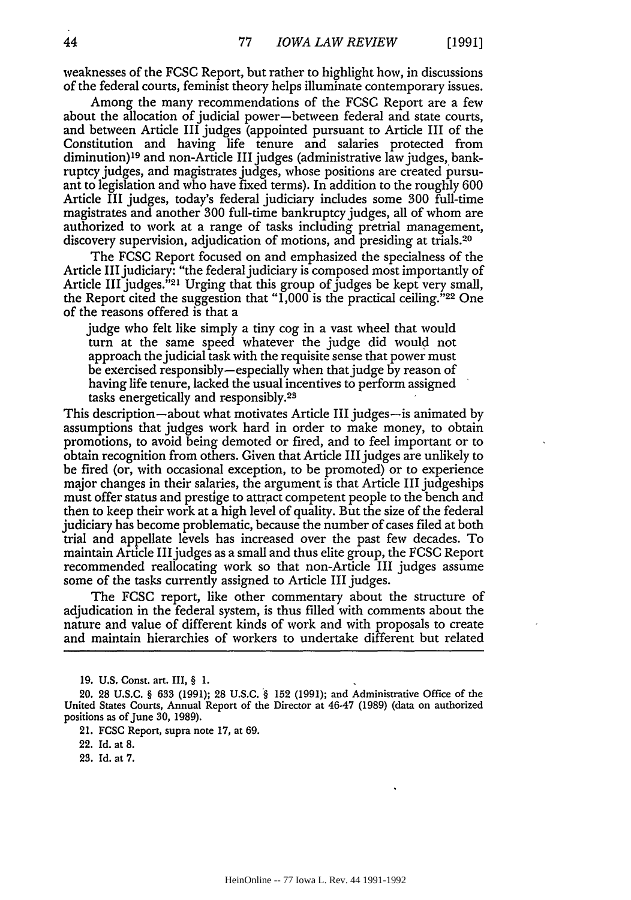weaknesses of the FCSC Report, but rather to highlight how, in discussions of the federal courts, feminist theory helps illuminate contemporary issues.

Among the many recommendations of the FCSC Report are a few about the allocation of judicial power—between federal and state courts, and between Article III judges (appointed pursuant to Article III of the Constitution and having life tenure and salaries protected from diminution)[19] and non-Article III judges (administrative law judges, bankruptcy judges, and magistrates judges, whose positions are created pursuant to legislation and who have fixed terms). In addition to the roughly 600 Article III judges, today's federal judiciary includes some 300 full-time magistrates and another 300 full-time bankruptcy judges, all of whom are authorized to work at a range of tasks including pretrial management, discovery supervision, adjudication of motions, and presiding at trials.[20]

The FCSC Report focused on and emphasized the specialness of the Article III judiciary: "the federal judiciary is composed most importantly of Article III judges."[21] Urging that this group of judges be kept very small, the Report cited the suggestion that "1,000 is the practical ceiling."[22] One of the reasons offered is that a

> judge who felt like simply a tiny cog in a vast wheel that would turn at the same speed whatever the judge did would not approach the judicial task with the requisite sense that power must be exercised responsibly—especially when that judge by reason of having life tenure, lacked the usual incentives to perform assigned tasks energetically and responsibly.[23]

This description—about what motivates Article III judges—is animated by assumptions that judges work hard in order to make money, to obtain promotions, to avoid being demoted or fired, and to feel important or to obtain recognition from others. Given that Article III judges are unlikely to be fired (or, with occasional exception, to be promoted) or to experience major changes in their salaries, the argument is that Article III judgeships must offer status and prestige to attract competent people to the bench and then to keep their work at a high level of quality. But the size of the federal judiciary has become problematic, because the number of cases filed at both trial and appellate levels has increased over the past few decades. To maintain Article III judges as a small and thus elite group, the FCSC Report recommended reallocating work so that non-Article III judges assume some of the tasks currently assigned to Article III judges.

The FCSC report, like other commentary about the structure of adjudication in the federal system, is thus filled with comments about the nature and value of different kinds of work and with proposals to create and maintain hierarchies of workers to undertake different but related

---

19. U.S. Const. art. III, § 1.

20. 28 U.S.C. § 633 (1991); 28 U.S.C. § 152 (1991); and Administrative Office of the United States Courts, Annual Report of the Director at 46-47 (1989) (data on authorized positions as of June 30, 1989).

21. FCSC Report, supra note 17, at 69.

22. Id. at 8.

23. Id. at 7.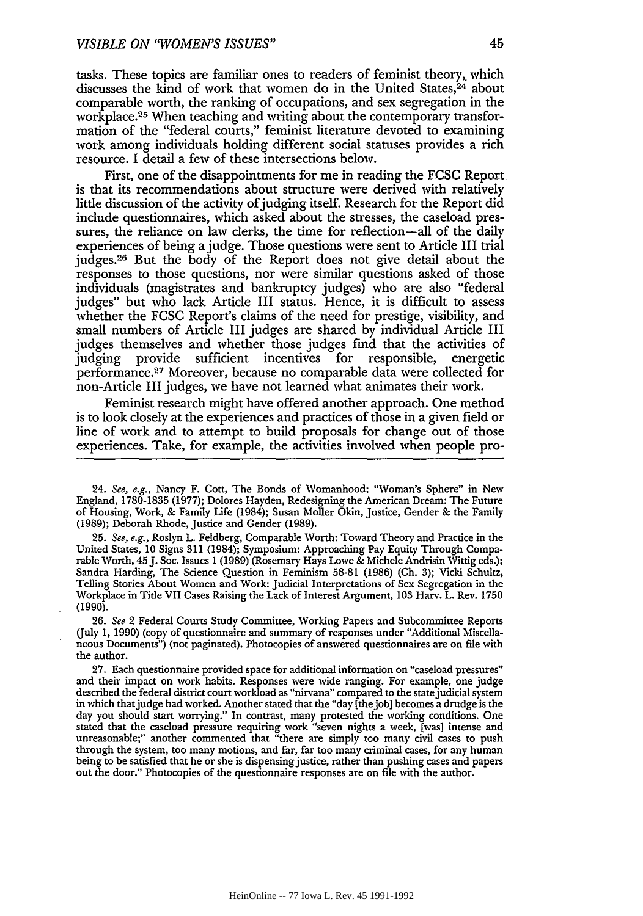tasks. These topics are familiar ones to readers of feminist theory, which discusses the kind of work that women do in the United States,[24] about comparable worth, the ranking of occupations, and sex segregation in the workplace.[25] When teaching and writing about the contemporary transformation of the "federal courts," feminist literature devoted to examining work among individuals holding different social statuses provides a rich resource. I detail a few of these intersections below.

First, one of the disappointments for me in reading the FCSC Report is that its recommendations about structure were derived with relatively little discussion of the activity of judging itself. Research for the Report did include questionnaires, which asked about the stresses, the caseload pressures, the reliance on law clerks, the time for reflection—all of the daily experiences of being a judge. Those questions were sent to Article III trial judges.[26] But the body of the Report does not give detail about the responses to those questions, nor were similar questions asked of those individuals (magistrates and bankruptcy judges) who are also "federal judges" but who lack Article III status. Hence, it is difficult to assess whether the FCSC Report's claims of the need for prestige, visibility, and small numbers of Article III judges are shared by individual Article III judges themselves and whether those judges find that the activities of judging provide sufficient incentives for responsible, energetic performance.[27] Moreover, because no comparable data were collected for non-Article III judges, we have not learned what animates their work.

Feminist research might have offered another approach. One method is to look closely at the experiences and practices of those in a given field or line of work and to attempt to build proposals for change out of those experiences. Take, for example, the activities involved when people pro-

---

24. *See, e.g.*, Nancy F. Cott, The Bonds of Womanhood: "Woman's Sphere" in New England, 1780-1835 (1977); Dolores Hayden, Redesigning the American Dream: The Future of Housing, Work, & Family Life (1984); Susan Moller Okin, Justice, Gender & the Family (1989); Deborah Rhode, Justice and Gender (1989).

25. *See, e.g.*, Roslyn L. Feldberg, Comparable Worth: Toward Theory and Practice in the United States, 10 Signs 311 (1984); Symposium: Approaching Pay Equity Through Comparable Worth, 45 J. Soc. Issues 1 (1989) (Rosemary Hays Lowe & Michele Andrisin Wittig eds.); Sandra Harding, The Science Question in Feminism 58-81 (1986) (Ch. 3); Vicki Schultz, Telling Stories About Women and Work: Judicial Interpretations of Sex Segregation in the Workplace in Title VII Cases Raising the Lack of Interest Argument, 103 Harv. L. Rev. 1750 (1990).

26. *See* 2 Federal Courts Study Committee, Working Papers and Subcommittee Reports (July 1, 1990) (copy of questionnaire and summary of responses under "Additional Miscellaneous Documents") (not paginated). Photocopies of answered questionnaires are on file with the author.

27. Each questionnaire provided space for additional information on "caseload pressures" and their impact on work habits. Responses were wide ranging. For example, one judge described the federal district court workload as "nirvana" compared to the state judicial system in which that judge had worked. Another stated that the "day [the job] becomes a drudge is the day you should start worrying." In contrast, many protested the working conditions. One stated that the caseload pressure requiring work "seven nights a week, [was] intense and unreasonable;" another commented that "there are simply too many civil cases to push through the system, too many motions, and far, far too many criminal cases, for any human being to be satisfied that he or she is dispensing justice, rather than pushing cases and papers out the door." Photocopies of the questionnaire responses are on file with the author.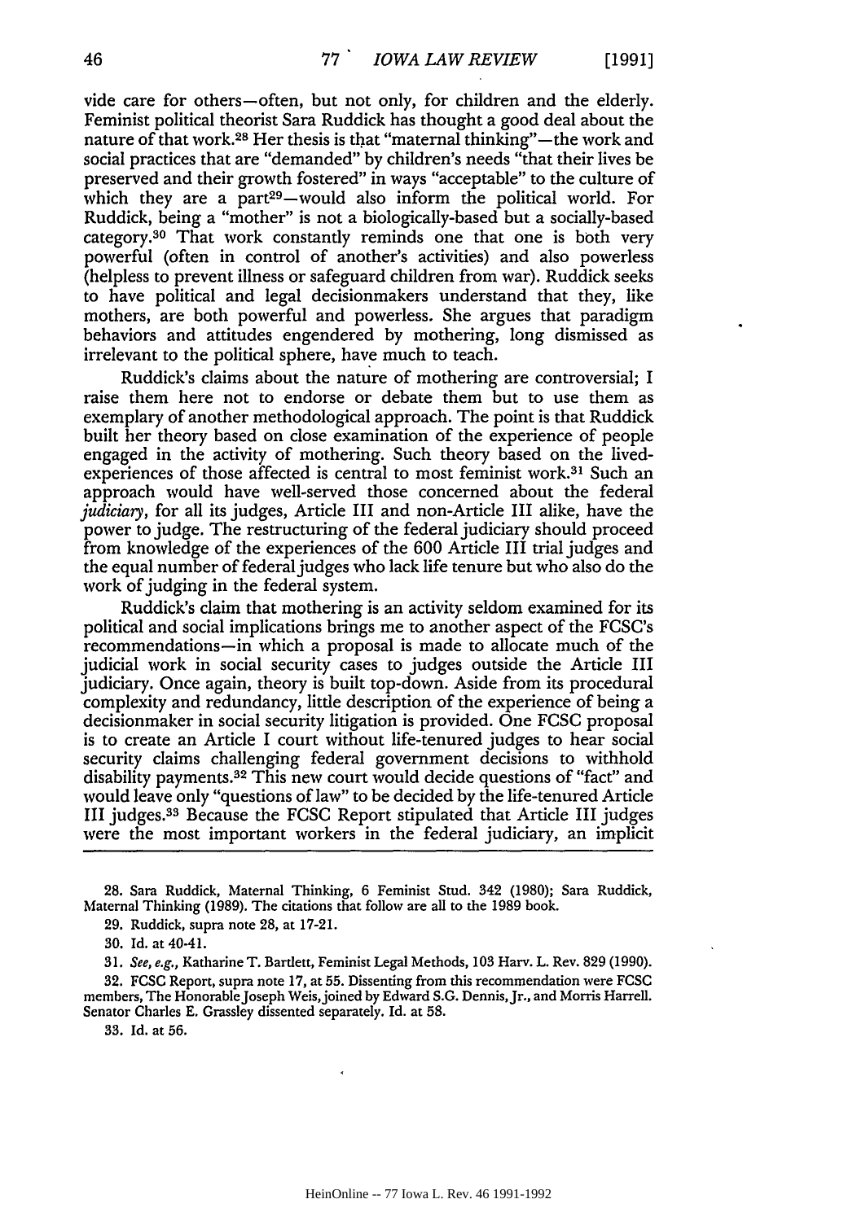vide care for others—often, but not only, for children and the elderly. Feminist political theorist Sara Ruddick has thought a good deal about the nature of that work.[28] Her thesis is that "maternal thinking"—the work and social practices that are "demanded" by children's needs "that their lives be preserved and their growth fostered" in ways "acceptable" to the culture of which they are a part[29]—would also inform the political world. For Ruddick, being a "mother" is not a biologically-based but a socially-based category.[30] That work constantly reminds one that one is both very powerful (often in control of another's activities) and also powerless (helpless to prevent illness or safeguard children from war). Ruddick seeks to have political and legal decisionmakers understand that they, like mothers, are both powerful and powerless. She argues that paradigm behaviors and attitudes engendered by mothering, long dismissed as irrelevant to the political sphere, have much to teach.

Ruddick's claims about the nature of mothering are controversial; I raise them here not to endorse or debate them but to use them as exemplary of another methodological approach. The point is that Ruddick built her theory based on close examination of the experience of people engaged in the activity of mothering. Such theory based on the lived-experiences of those affected is central to most feminist work.[31] Such an approach would have well-served those concerned about the federal *judiciary*, for all its judges, Article III and non-Article III alike, have the power to judge. The restructuring of the federal judiciary should proceed from knowledge of the experiences of the 600 Article III trial judges and the equal number of federal judges who lack life tenure but who also do the work of judging in the federal system.

Ruddick's claim that mothering is an activity seldom examined for its political and social implications brings me to another aspect of the FCSC's recommendations—in which a proposal is made to allocate much of the judicial work in social security cases to judges outside the Article III judiciary. Once again, theory is built top-down. Aside from its procedural complexity and redundancy, little description of the experience of being a decisionmaker in social security litigation is provided. One FCSC proposal is to create an Article I court without life-tenured judges to hear social security claims challenging federal government decisions to withhold disability payments.[32] This new court would decide questions of "fact" and would leave only "questions of law" to be decided by the life-tenured Article III judges.[33] Because the FCSC Report stipulated that Article III judges were the most important workers in the federal judiciary, an implicit

---

28. Sara Ruddick, Maternal Thinking, 6 Feminist Stud. 342 (1980); Sara Ruddick, Maternal Thinking (1989). The citations that follow are all to the 1989 book.

29. Ruddick, supra note 28, at 17-21.

30. Id. at 40-41.

31. *See, e.g.*, Katharine T. Bartlett, Feminist Legal Methods, 103 Harv. L. Rev. 829 (1990).

32. FCSC Report, supra note 17, at 55. Dissenting from this recommendation were FCSC members, The Honorable Joseph Weis, joined by Edward S.G. Dennis, Jr., and Morris Harrell. Senator Charles E. Grassley dissented separately. Id. at 58.

33. Id. at 56.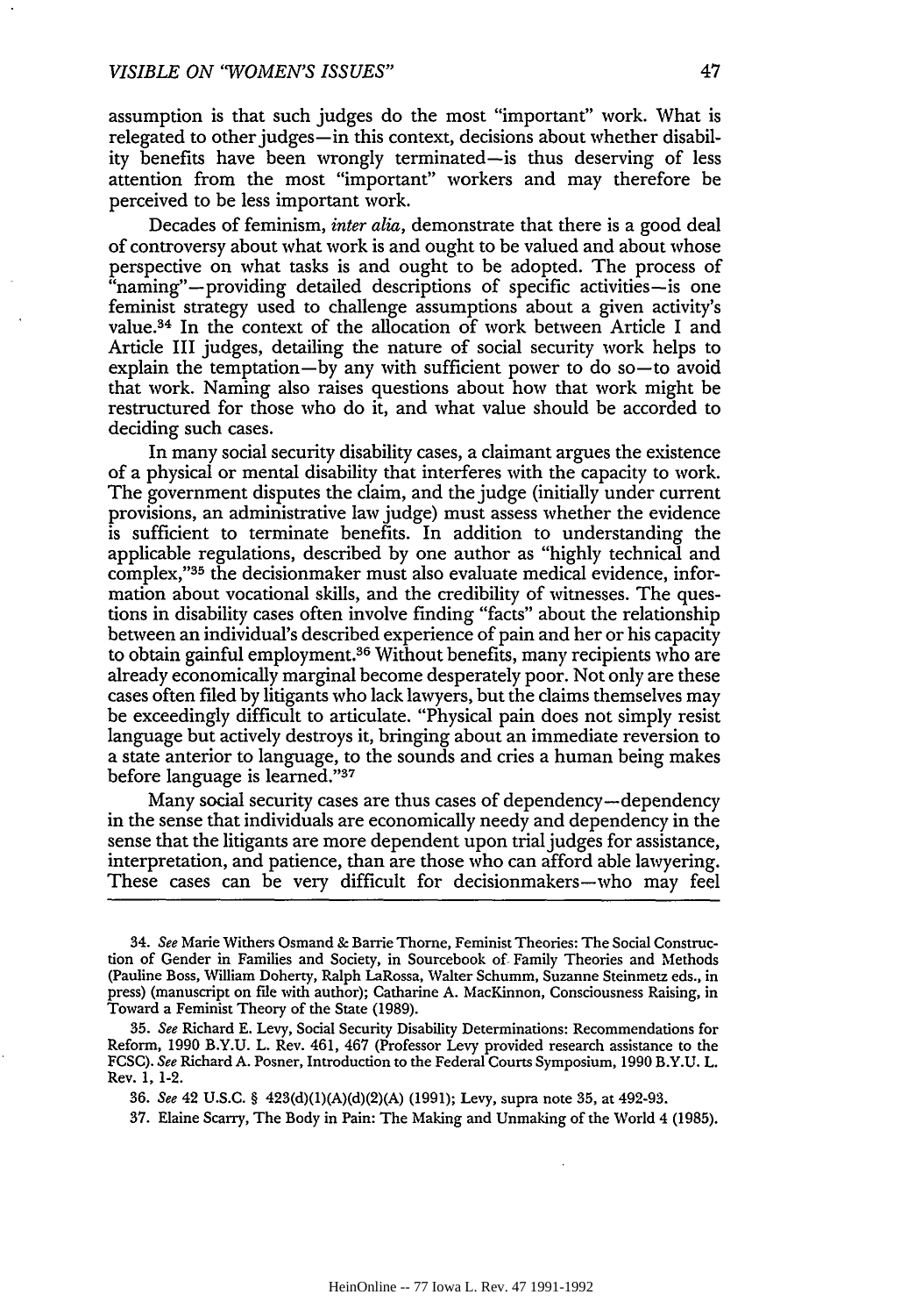assumption is that such judges do the most "important" work. What is relegated to other judges—in this context, decisions about whether disability benefits have been wrongly terminated—is thus deserving of less attention from the most "important" workers and may therefore be perceived to be less important work.

Decades of feminism, *inter alia*, demonstrate that there is a good deal of controversy about what work is and ought to be valued and about whose perspective on what tasks is and ought to be adopted. The process of "naming"—providing detailed descriptions of specific activities—is one feminist strategy used to challenge assumptions about a given activity's value.[34] In the context of the allocation of work between Article I and Article III judges, detailing the nature of social security work helps to explain the temptation—by any with sufficient power to do so—to avoid that work. Naming also raises questions about how that work might be restructured for those who do it, and what value should be accorded to deciding such cases.

In many social security disability cases, a claimant argues the existence of a physical or mental disability that interferes with the capacity to work. The government disputes the claim, and the judge (initially under current provisions, an administrative law judge) must assess whether the evidence is sufficient to terminate benefits. In addition to understanding the applicable regulations, described by one author as "highly technical and complex,"[35] the decisionmaker must also evaluate medical evidence, information about vocational skills, and the credibility of witnesses. The questions in disability cases often involve finding "facts" about the relationship between an individual's described experience of pain and her or his capacity to obtain gainful employment.[36] Without benefits, many recipients who are already economically marginal become desperately poor. Not only are these cases often filed by litigants who lack lawyers, but the claims themselves may be exceedingly difficult to articulate. "Physical pain does not simply resist language but actively destroys it, bringing about an immediate reversion to a state anterior to language, to the sounds and cries a human being makes before language is learned."[37]

Many social security cases are thus cases of dependency—dependency in the sense that individuals are economically needy and dependency in the sense that the litigants are more dependent upon trial judges for assistance, interpretation, and patience, than are those who can afford able lawyering. These cases can be very difficult for decisionmakers—who may feel

---

34. *See* Marie Withers Osmand & Barrie Thorne, Feminist Theories: The Social Construction of Gender in Families and Society, in Sourcebook of Family Theories and Methods (Pauline Boss, William Doherty, Ralph LaRossa, Walter Schumm, Suzanne Steinmetz eds., in press) (manuscript on file with author); Catharine A. MacKinnon, Consciousness Raising, in Toward a Feminist Theory of the State (1989).

35. *See* Richard E. Levy, Social Security Disability Determinations: Recommendations for Reform, 1990 B.Y.U. L. Rev. 461, 467 (Professor Levy provided research assistance to the FCSC). *See* Richard A. Posner, Introduction to the Federal Courts Symposium, 1990 B.Y.U. L. Rev. 1, 1-2.

36. *See* 42 U.S.C. § 423(d)(1)(A)(d)(2)(A) (1991); Levy, supra note 35, at 492-93.

37. Elaine Scarry, The Body in Pain: The Making and Unmaking of the World 4 (1985).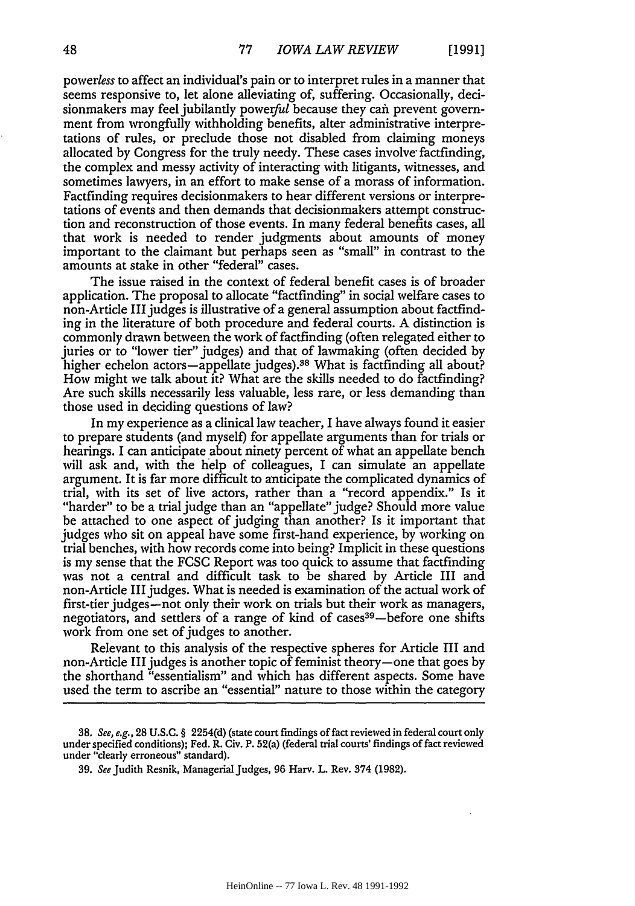*powerless* to affect an individual's pain or to interpret rules in a manner that seems responsive to, let alone alleviating of, suffering. Occasionally, decisionmakers may feel jubilantly *powerful* because they can prevent government from wrongfully withholding benefits, alter administrative interpretations of rules, or preclude those not disabled from claiming moneys allocated by Congress for the truly needy. These cases involve factfinding, the complex and messy activity of interacting with litigants, witnesses, and sometimes lawyers, in an effort to make sense of a morass of information. Factfinding requires decisionmakers to hear different versions or interpretations of events and then demands that decisionmakers attempt construction and reconstruction of those events. In many federal benefits cases, all that work is needed to render judgments about amounts of money important to the claimant but perhaps seen as "small" in contrast to the amounts at stake in other "federal" cases.

The issue raised in the context of federal benefit cases is of broader application. The proposal to allocate "factfinding" in social welfare cases to non-Article III judges is illustrative of a general assumption about factfinding in the literature of both procedure and federal courts. A distinction is commonly drawn between the work of factfinding (often relegated either to juries or to "lower tier" judges) and that of lawmaking (often decided by higher echelon actors—appellate judges).[38] What is factfinding all about? How might we talk about it? What are the skills needed to do factfinding? Are such skills necessarily less valuable, less rare, or less demanding than those used in deciding questions of law?

In my experience as a clinical law teacher, I have always found it easier to prepare students (and myself) for appellate arguments than for trials or hearings. I can anticipate about ninety percent of what an appellate bench will ask and, with the help of colleagues, I can simulate an appellate argument. It is far more difficult to anticipate the complicated dynamics of trial, with its set of live actors, rather than a "record appendix." Is it "harder" to be a trial judge than an "appellate" judge? Should more value be attached to one aspect of judging than another? Is it important that judges who sit on appeal have some first-hand experience, by working on trial benches, with how records come into being? Implicit in these questions is my sense that the FCSC Report was too quick to assume that factfinding was not a central and difficult task to be shared by Article III and non-Article III judges. What is needed is examination of the actual work of first-tier judges—not only their work on trials but their work as managers, negotiators, and settlers of a range of kind of cases[39]—before one shifts work from one set of judges to another.

Relevant to this analysis of the respective spheres for Article III and non-Article III judges is another topic of feminist theory—one that goes by the shorthand "essentialism" and which has different aspects. Some have used the term to ascribe an "essential" nature to those within the category

---

38. *See, e.g.*, 28 U.S.C. § 2254(d) (state court findings of fact reviewed in federal court only under specified conditions); Fed. R. Civ. P. 52(a) (federal trial courts' findings of fact reviewed under "clearly erroneous" standard).

39. *See* Judith Resnik, Managerial Judges, 96 Harv. L. Rev. 374 (1982).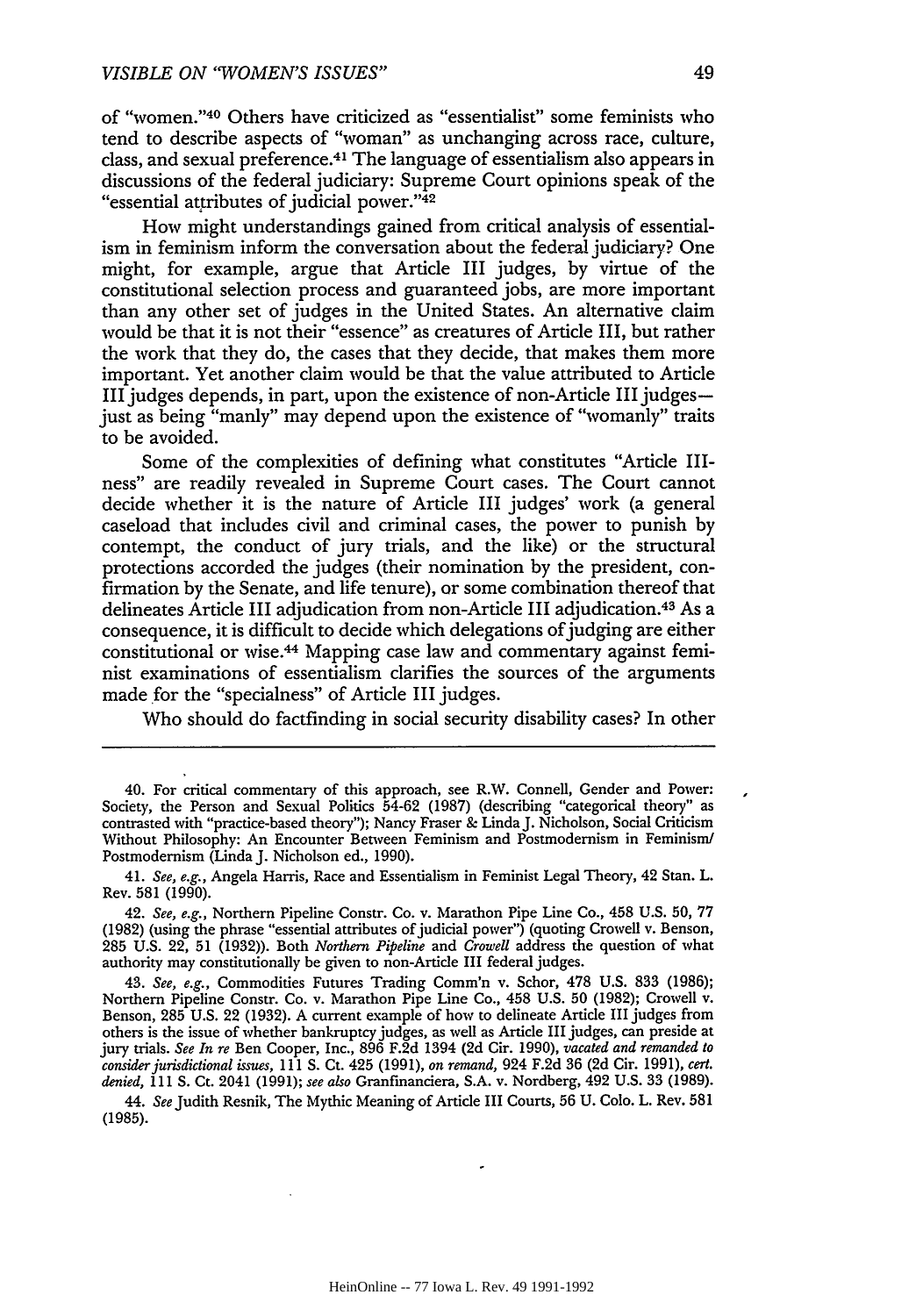of "women."[40] Others have criticized as "essentialist" some feminists who tend to describe aspects of "woman" as unchanging across race, culture, class, and sexual preference.[41] The language of essentialism also appears in discussions of the federal judiciary: Supreme Court opinions speak of the "essential attributes of judicial power."[42]

How might understandings gained from critical analysis of essentialism in feminism inform the conversation about the federal judiciary? One might, for example, argue that Article III judges, by virtue of the constitutional selection process and guaranteed jobs, are more important than any other set of judges in the United States. An alternative claim would be that it is not their "essence" as creatures of Article III, but rather the work that they do, the cases that they decide, that makes them more important. Yet another claim would be that the value attributed to Article III judges depends, in part, upon the existence of non-Article III judges—just as being "manly" may depend upon the existence of "womanly" traits to be avoided.

Some of the complexities of defining what constitutes "Article III-ness" are readily revealed in Supreme Court cases. The Court cannot decide whether it is the nature of Article III judges' work (a general caseload that includes civil and criminal cases, the power to punish by contempt, the conduct of jury trials, and the like) or the structural protections accorded the judges (their nomination by the president, confirmation by the Senate, and life tenure), or some combination thereof that delineates Article III adjudication from non-Article III adjudication.[43] As a consequence, it is difficult to decide which delegations of judging are either constitutional or wise.[44] Mapping case law and commentary against feminist examinations of essentialism clarifies the sources of the arguments made for the "specialness" of Article III judges.

Who should do factfinding in social security disability cases? In other

---

40. For critical commentary of this approach, see R.W. Connell, Gender and Power: Society, the Person and Sexual Politics 54-62 (1987) (describing "categorical theory" as contrasted with "practice-based theory"); Nancy Fraser & Linda J. Nicholson, Social Criticism Without Philosophy: An Encounter Between Feminism and Postmodernism in Feminism/Postmodernism (Linda J. Nicholson ed., 1990).

41. *See, e.g.*, Angela Harris, Race and Essentialism in Feminist Legal Theory, 42 Stan. L. Rev. 581 (1990).

42. *See, e.g.*, Northern Pipeline Constr. Co. v. Marathon Pipe Line Co., 458 U.S. 50, 77 (1982) (using the phrase "essential attributes of judicial power") (quoting Crowell v. Benson, 285 U.S. 22, 51 (1932)). Both *Northern Pipeline* and *Crowell* address the question of what authority may constitutionally be given to non-Article III federal judges.

43. *See, e.g.*, Commodities Futures Trading Comm'n v. Schor, 478 U.S. 833 (1986); Northern Pipeline Constr. Co. v. Marathon Pipe Line Co., 458 U.S. 50 (1982); Crowell v. Benson, 285 U.S. 22 (1932). A current example of how to delineate Article III judges from others is the issue of whether bankruptcy judges, as well as Article III judges, can preside at jury trials. *See In re* Ben Cooper, Inc., 896 F.2d 1394 (2d Cir. 1990), *vacated and remanded to consider jurisdictional issues*, 111 S. Ct. 425 (1991), *on remand*, 924 F.2d 36 (2d Cir. 1991), *cert. denied*, 111 S. Ct. 2041 (1991); *see also* Granfinanciera, S.A. v. Nordberg, 492 U.S. 33 (1989).

44. *See* Judith Resnik, The Mythic Meaning of Article III Courts, 56 U. Colo. L. Rev. 581 (1985).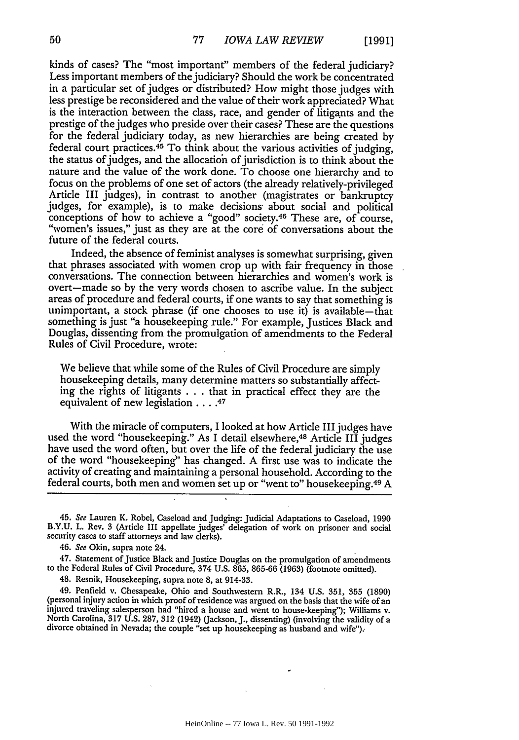kinds of cases? The "most important" members of the federal judiciary? Less important members of the judiciary? Should the work be concentrated in a particular set of judges or distributed? How might those judges with less prestige be reconsidered and the value of their work appreciated? What is the interaction between the class, race, and gender of litigants and the prestige of the judges who preside over their cases? These are the questions for the federal judiciary today, as new hierarchies are being created by federal court practices.[45] To think about the various activities of judging, the status of judges, and the allocation of jurisdiction is to think about the nature and the value of the work done. To choose one hierarchy and to focus on the problems of one set of actors (the already relatively-privileged Article III judges), in contrast to another (magistrates or bankruptcy judges, for example), is to make decisions about social and political conceptions of how to achieve a "good" society.[46] These are, of course, "women's issues," just as they are at the core of conversations about the future of the federal courts.

Indeed, the absence of feminist analyses is somewhat surprising, given that phrases associated with women crop up with fair frequency in those conversations. The connection between hierarchies and women's work is overt—made so by the very words chosen to ascribe value. In the subject areas of procedure and federal courts, if one wants to say that something is unimportant, a stock phrase (if one chooses to use it) is available—that something is just "a housekeeping rule." For example, Justices Black and Douglas, dissenting from the promulgation of amendments to the Federal Rules of Civil Procedure, wrote:

> We believe that while some of the Rules of Civil Procedure are simply housekeeping details, many determine matters so substantially affecting the rights of litigants . . . that in practical effect they are the equivalent of new legislation . . . .[47]

With the miracle of computers, I looked at how Article III judges have used the word "housekeeping." As I detail elsewhere,[48] Article III judges have used the word often, but over the life of the federal judiciary the use of the word "housekeeping" has changed. A first use was to indicate the activity of creating and maintaining a personal household. According to the federal courts, both men and women set up or "went to" housekeeping.[49] A

---

45. *See* Lauren K. Robel, Caseload and Judging: Judicial Adaptations to Caseload, 1990 B.Y.U. L. Rev. 3 (Article III appellate judges' delegation of work on prisoner and social security cases to staff attorneys and law clerks).

46. *See* Okin, supra note 24.

47. Statement of Justice Black and Justice Douglas on the promulgation of amendments to the Federal Rules of Civil Procedure, 374 U.S. 865, 865-66 (1963) (footnote omitted).

48. Resnik, Housekeeping, supra note 8, at 914-33.

49. Penfield v. Chesapeake, Ohio and Southwestern R.R., 134 U.S. 351, 355 (1890) (personal injury action in which proof of residence was argued on the basis that the wife of an injured traveling salesperson had "hired a house and went to house-keeping"); Williams v. North Carolina, 317 U.S. 287, 312 (1942) (Jackson, J., dissenting) (involving the validity of a divorce obtained in Nevada; the couple "set up housekeeping as husband and wife").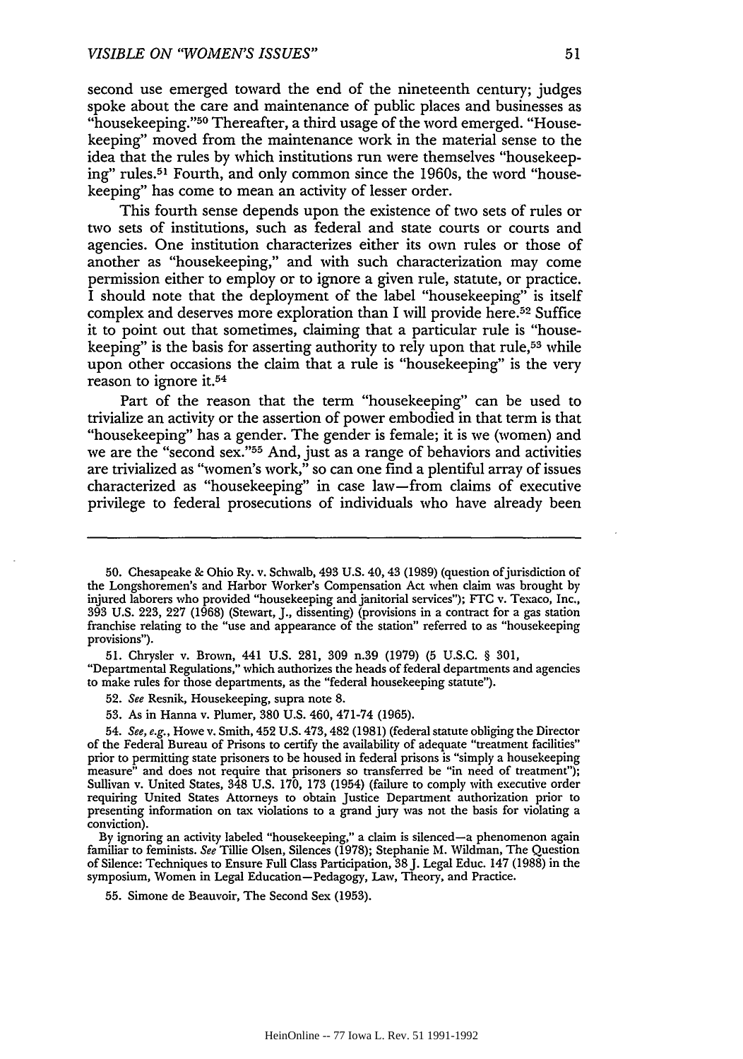second use emerged toward the end of the nineteenth century; judges spoke about the care and maintenance of public places and businesses as "housekeeping."[50] Thereafter, a third usage of the word emerged. "Housekeeping" moved from the maintenance work in the material sense to the idea that the rules by which institutions run were themselves "housekeeping" rules.[51] Fourth, and only common since the 1960s, the word "housekeeping" has come to mean an activity of lesser order.

This fourth sense depends upon the existence of two sets of rules or two sets of institutions, such as federal and state courts or courts and agencies. One institution characterizes either its own rules or those of another as "housekeeping," and with such characterization may come permission either to employ or to ignore a given rule, statute, or practice. I should note that the deployment of the label "housekeeping" is itself complex and deserves more exploration than I will provide here.[52] Suffice it to point out that sometimes, claiming that a particular rule is "housekeeping" is the basis for asserting authority to rely upon that rule,[53] while upon other occasions the claim that a rule is "housekeeping" is the very reason to ignore it.[54]

Part of the reason that the term "housekeeping" can be used to trivialize an activity or the assertion of power embodied in that term is that "housekeeping" has a gender. The gender is female; it is we (women) and we are the "second sex."[55] And, just as a range of behaviors and activities are trivialized as "women's work," so can one find a plentiful array of issues characterized as "housekeeping" in case law—from claims of executive privilege to federal prosecutions of individuals who have already been

---

50. Chesapeake & Ohio Ry. v. Schwalb, 493 U.S. 40, 43 (1989) (question of jurisdiction of the Longshoremen's and Harbor Worker's Compensation Act when claim was brought by injured laborers who provided "housekeeping and janitorial services"); FTC v. Texaco, Inc., 393 U.S. 223, 227 (1968) (Stewart, J., dissenting) (provisions in a contract for a gas station franchise relating to the "use and appearance of the station" referred to as "housekeeping provisions").

51. Chrysler v. Brown, 441 U.S. 281, 309 n.39 (1979) (5 U.S.C. § 301, "Departmental Regulations," which authorizes the heads of federal departments and agencies to make rules for those departments, as the "federal housekeeping statute").

52. *See* Resnik, Housekeeping, supra note 8.

53. As in Hanna v. Plumer, 380 U.S. 460, 471-74 (1965).

54. *See, e.g.*, Howe v. Smith, 452 U.S. 473, 482 (1981) (federal statute obliging the Director of the Federal Bureau of Prisons to certify the availability of adequate "treatment facilities" prior to permitting state prisoners to be housed in federal prisons is "simply a housekeeping measure" and does not require that prisoners so transferred be "in need of treatment"); Sullivan v. United States, 348 U.S. 170, 173 (1954) (failure to comply with executive order requiring United States Attorneys to obtain Justice Department authorization prior to presenting information on tax violations to a grand jury was not the basis for violating a conviction).

By ignoring an activity labeled "housekeeping," a claim is silenced—a phenomenon again familiar to feminists. *See* Tillie Olsen, Silences (1978); Stephanie M. Wildman, The Question of Silence: Techniques to Ensure Full Class Participation, 38 J. Legal Educ. 147 (1988) in the symposium, Women in Legal Education—Pedagogy, Law, Theory, and Practice.

55. Simone de Beauvoir, The Second Sex (1953).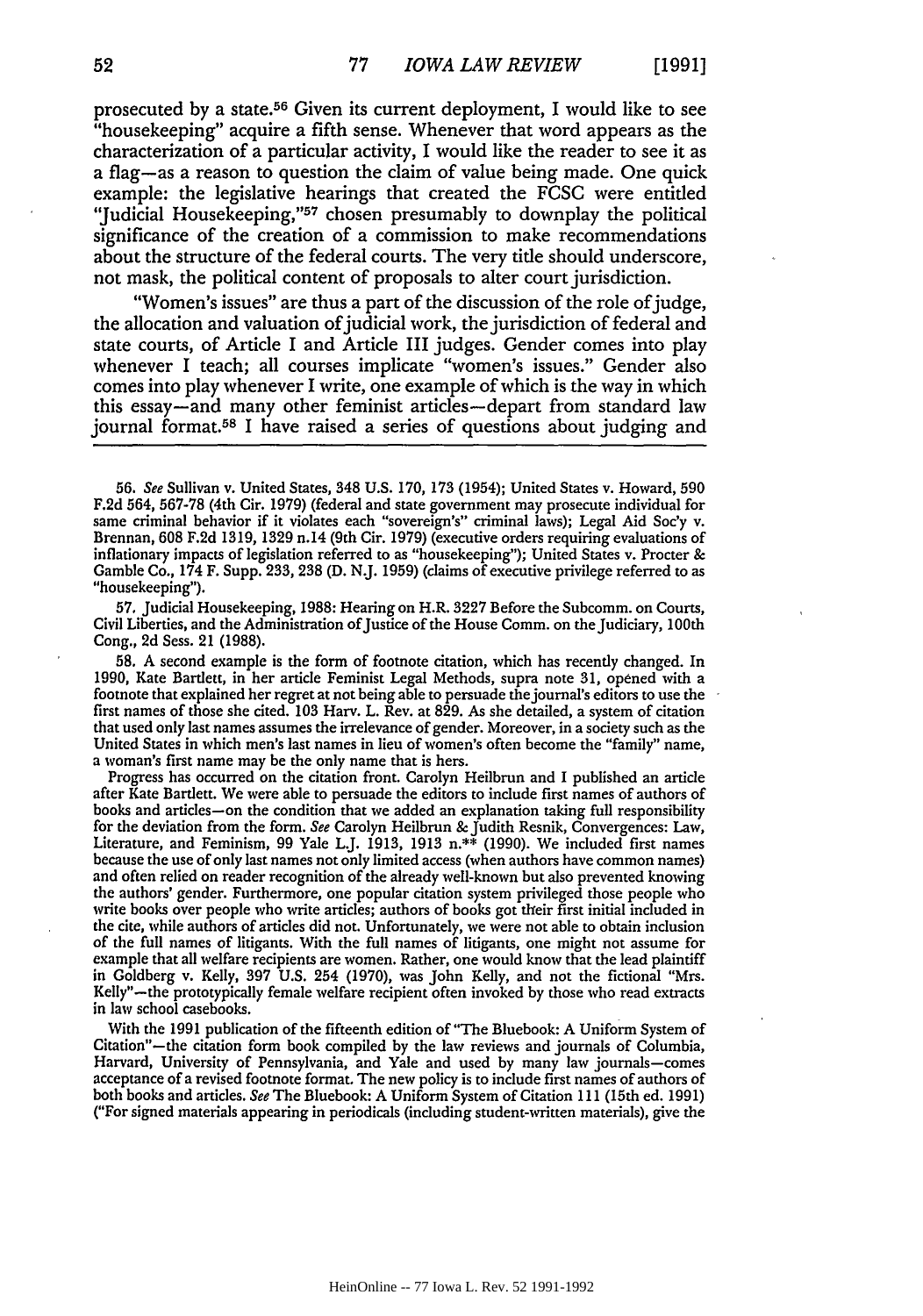prosecuted by a state.[56] Given its current deployment, I would like to see "housekeeping" acquire a fifth sense. Whenever that word appears as the characterization of a particular activity, I would like the reader to see it as a flag—as a reason to question the claim of value being made. One quick example: the legislative hearings that created the FCSC were entitled "Judicial Housekeeping,"[57] chosen presumably to downplay the political significance of the creation of a commission to make recommendations about the structure of the federal courts. The very title should underscore, not mask, the political content of proposals to alter court jurisdiction.

"Women's issues" are thus a part of the discussion of the role of judge, the allocation and valuation of judicial work, the jurisdiction of federal and state courts, of Article I and Article III judges. Gender comes into play whenever I teach; all courses implicate "women's issues." Gender also comes into play whenever I write, one example of which is the way in which this essay—and many other feminist articles—depart from standard law journal format.[58] I have raised a series of questions about judging and

---

56. *See* Sullivan v. United States, 348 U.S. 170, 173 (1954); United States v. Howard, 590 F.2d 564, 567-78 (4th Cir. 1979) (federal and state government may prosecute individual for same criminal behavior if it violates each "sovereign's" criminal laws); Legal Aid Soc'y v. Brennan, 608 F.2d 1319, 1329 n.14 (9th Cir. 1979) (executive orders requiring evaluations of inflationary impacts of legislation referred to as "housekeeping"); United States v. Procter & Gamble Co., 174 F. Supp. 233, 238 (D. N.J. 1959) (claims of executive privilege referred to as "housekeeping").

57. Judicial Housekeeping, 1988: Hearing on H.R. 3227 Before the Subcomm. on Courts, Civil Liberties, and the Administration of Justice of the House Comm. on the Judiciary, 100th Cong., 2d Sess. 21 (1988).

58. A second example is the form of footnote citation, which has recently changed. In 1990, Kate Bartlett, in her article Feminist Legal Methods, supra note 31, opened with a footnote that explained her regret at not being able to persuade the journal's editors to use the first names of those she cited. 103 Harv. L. Rev. at 829. As she detailed, a system of citation that used only last names assumes the irrelevance of gender. Moreover, in a society such as the United States in which men's last names in lieu of women's often become the "family" name, a woman's first name may be the only name that is hers.

Progress has occurred on the citation front. Carolyn Heilbrun and I published an article after Kate Bartlett. We were able to persuade the editors to include first names of authors of books and articles—on the condition that we added an explanation taking full responsibility for the deviation from the form. *See* Carolyn Heilbrun & Judith Resnik, Convergences: Law, Literature, and Feminism, 99 Yale L.J. 1913, 1913 n.** (1990). We included first names because the use of only last names not only limited access (when authors have common names) and often relied on reader recognition of the already well-known but also prevented knowing the authors' gender. Furthermore, one popular citation system privileged those people who write books over people who write articles; authors of books got their first initial included in the cite, while authors of articles did not. Unfortunately, we were not able to obtain inclusion of the full names of litigants. With the full names of litigants, one might not assume for example that all welfare recipients are women. Rather, one would know that the lead plaintiff in Goldberg v. Kelly, 397 U.S. 254 (1970), was John Kelly, and not the fictional "Mrs. Kelly"—the prototypically female welfare recipient often invoked by those who read extracts in law school casebooks.

With the 1991 publication of the fifteenth edition of "The Bluebook: A Uniform System of Citation"—the citation form book compiled by the law reviews and journals of Columbia, Harvard, University of Pennsylvania, and Yale and used by many law journals—comes acceptance of a revised footnote format. The new policy is to include first names of authors of both books and articles. *See* The Bluebook: A Uniform System of Citation 111 (15th ed. 1991) ("For signed materials appearing in periodicals (including student-written materials), give the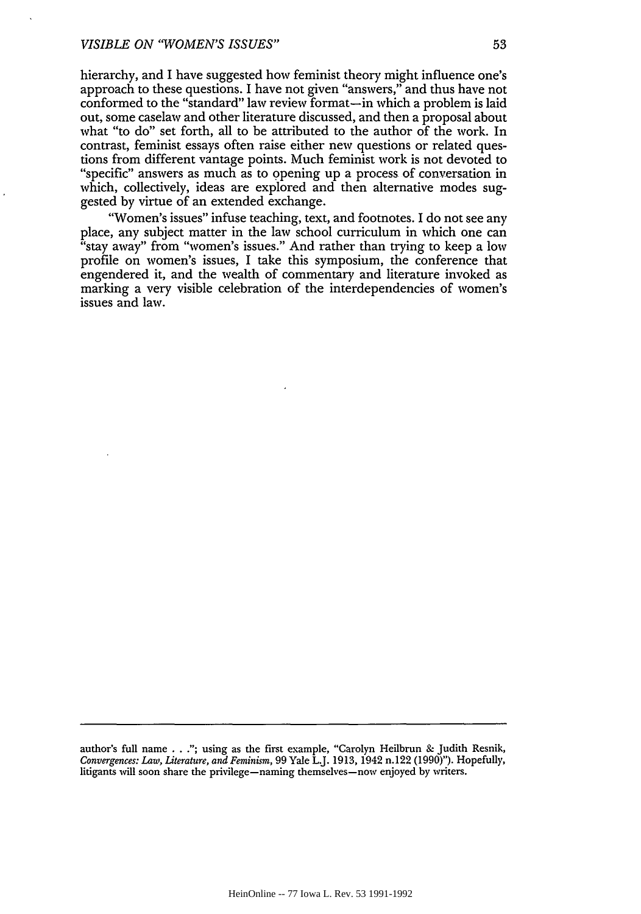hierarchy, and I have suggested how feminist theory might influence one's approach to these questions. I have not given "answers," and thus have not conformed to the "standard" law review format—in which a problem is laid out, some caselaw and other literature discussed, and then a proposal about what "to do" set forth, all to be attributed to the author of the work. In contrast, feminist essays often raise either new questions or related questions from different vantage points. Much feminist work is not devoted to "specific" answers as much as to opening up a process of conversation in which, collectively, ideas are explored and then alternative modes suggested by virtue of an extended exchange.

"Women's issues" infuse teaching, text, and footnotes. I do not see any place, any subject matter in the law school curriculum in which one can "stay away" from "women's issues." And rather than trying to keep a low profile on women's issues, I take this symposium, the conference that engendered it, and the wealth of commentary and literature invoked as marking a very visible celebration of the interdependencies of women's issues and law.

---

author's full name . . ."; using as the first example, "Carolyn Heilbrun & Judith Resnik, *Convergences: Law, Literature, and Feminism*, 99 Yale L.J. 1913, 1942 n.122 (1990)"). Hopefully, litigants will soon share the privilege—naming themselves—now enjoyed by writers.